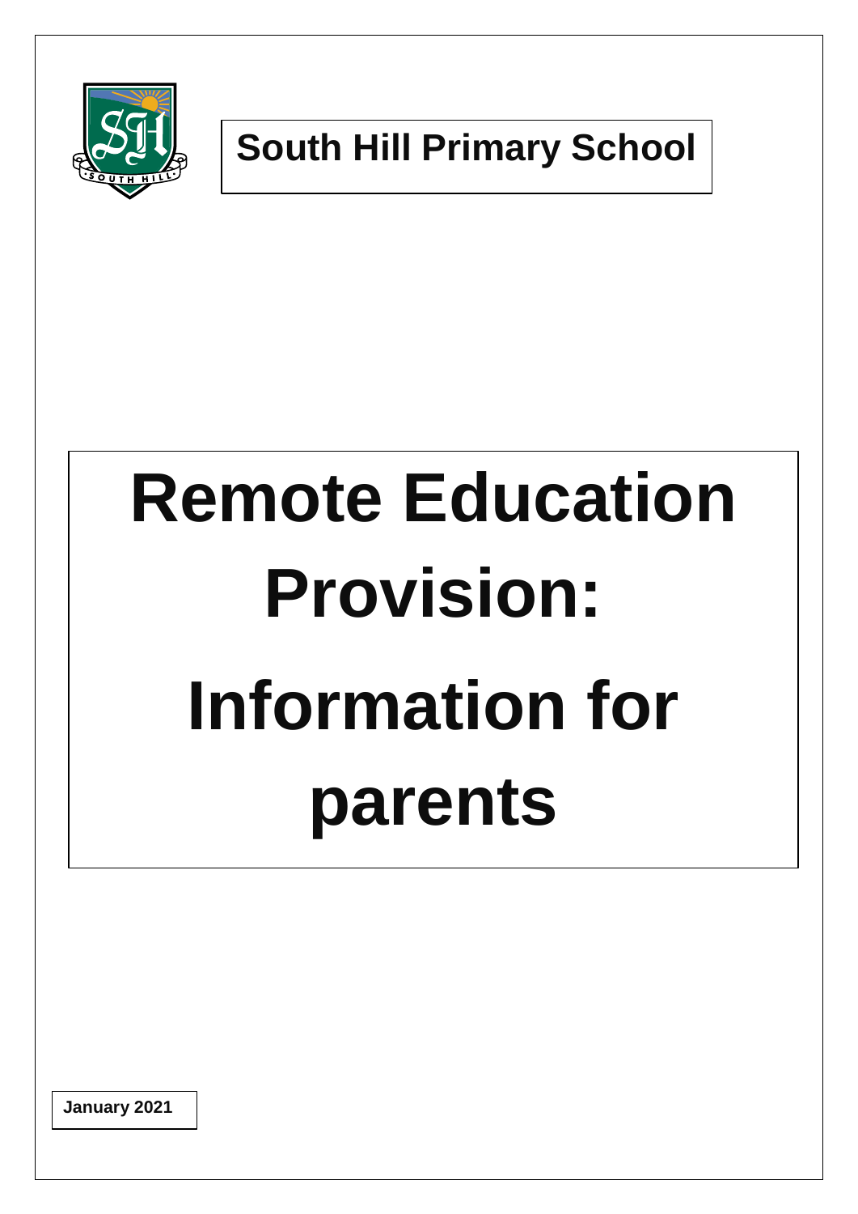# South Hill Primary School

# Remote Education Provision: Information for parents

**January 2021**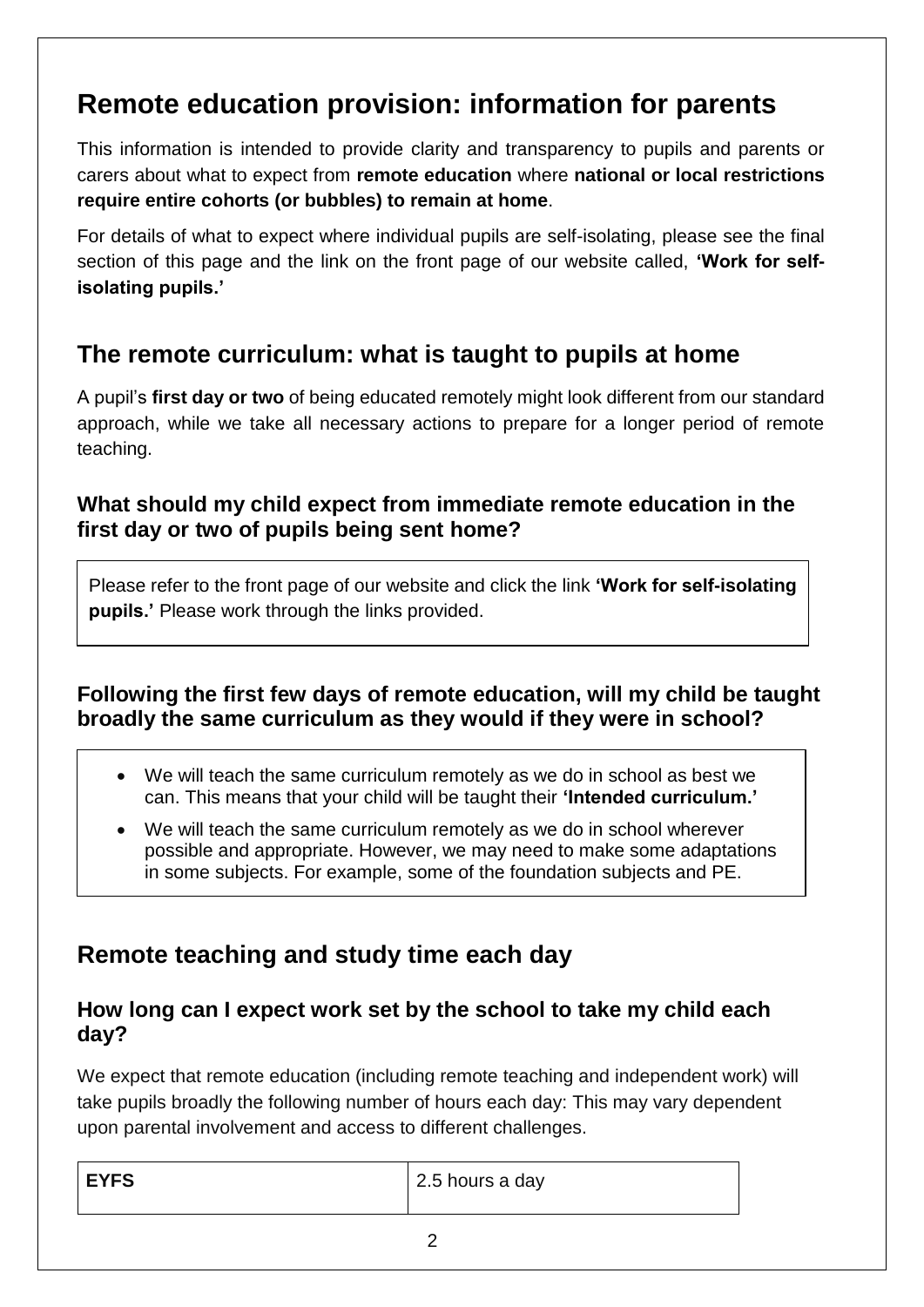# Remote education provision: information for parents

This information is intended to provide clarity and transparency to pupils and parents or carers about what to expect from **remote education** where **national or local restrictions require entire cohorts (or bubbles) to remain at home**.

For details of what to expect where individual pupils are self-isolating, please see the final section of this page and the link on the front page of our website called, **'Work for self-isolating pupils.'**

## The remote curriculum: what is taught to pupils at home

A pupil's **first day or two** of being educated remotely might look different from our standard approach, while we take all necessary actions to prepare for a longer period of remote teaching.

### What should my child expect from immediate remote education in the first day or two of pupils being sent home?

Please refer to the front page of our website and click the link **'Work for self-isolating pupils.'** Please work through the links provided.

### Following the first few days of remote education, will my child be taught broadly the same curriculum as they would if they were in school?

- We will teach the same curriculum remotely as we do in school as best we can. This means that your child will be taught their **'Intended curriculum.'**
- We will teach the same curriculum remotely as we do in school wherever possible and appropriate. However, we may need to make some adaptations in some subjects. For example, some of the foundation subjects and PE.

## Remote teaching and study time each day

### How long can I expect work set by the school to take my child each day?

We expect that remote education (including remote teaching and independent work) will take pupils broadly the following number of hours each day: This may vary dependent upon parental involvement and access to different challenges.

| | |
|---|---|
| **EYFS** | 2.5 hours a day |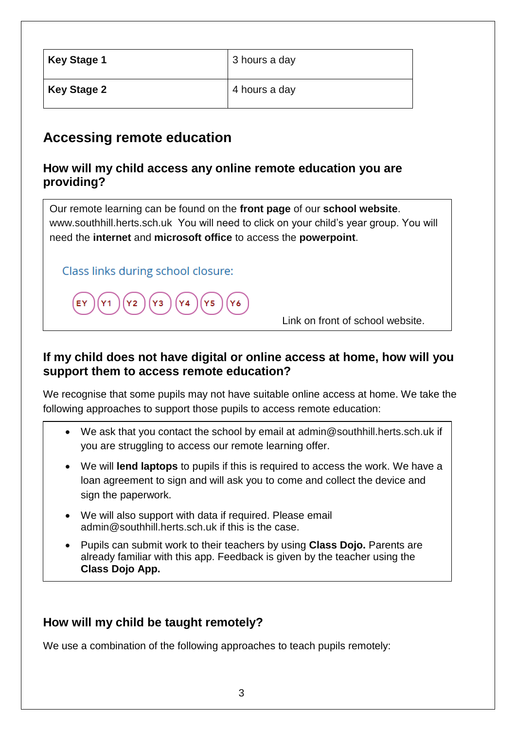| Key Stage 1 | 3 hours a day |
|---|---|
| Key Stage 2 | 4 hours a day |

## Accessing remote education

### How will my child access any online remote education you are providing?

Our remote learning can be found on the **front page** of our **school website**. www.southhill.herts.sch.uk You will need to click on your child's year group. You will need the **internet** and **microsoft office** to access the **powerpoint**.

Class links during school closure:

EY Y1 Y2 Y3 Y4 Y5 Y6

Link on front of school website.

### If my child does not have digital or online access at home, how will you support them to access remote education?

We recognise that some pupils may not have suitable online access at home. We take the following approaches to support those pupils to access remote education:

- We ask that you contact the school by email at admin@southhill.herts.sch.uk if you are struggling to access our remote learning offer.
- We will **lend laptops** to pupils if this is required to access the work. We have a loan agreement to sign and will ask you to come and collect the device and sign the paperwork.
- We will also support with data if required. Please email admin@southhill.herts.sch.uk if this is the case.
- Pupils can submit work to their teachers by using **Class Dojo.** Parents are already familiar with this app. Feedback is given by the teacher using the **Class Dojo App.**

### How will my child be taught remotely?

We use a combination of the following approaches to teach pupils remotely: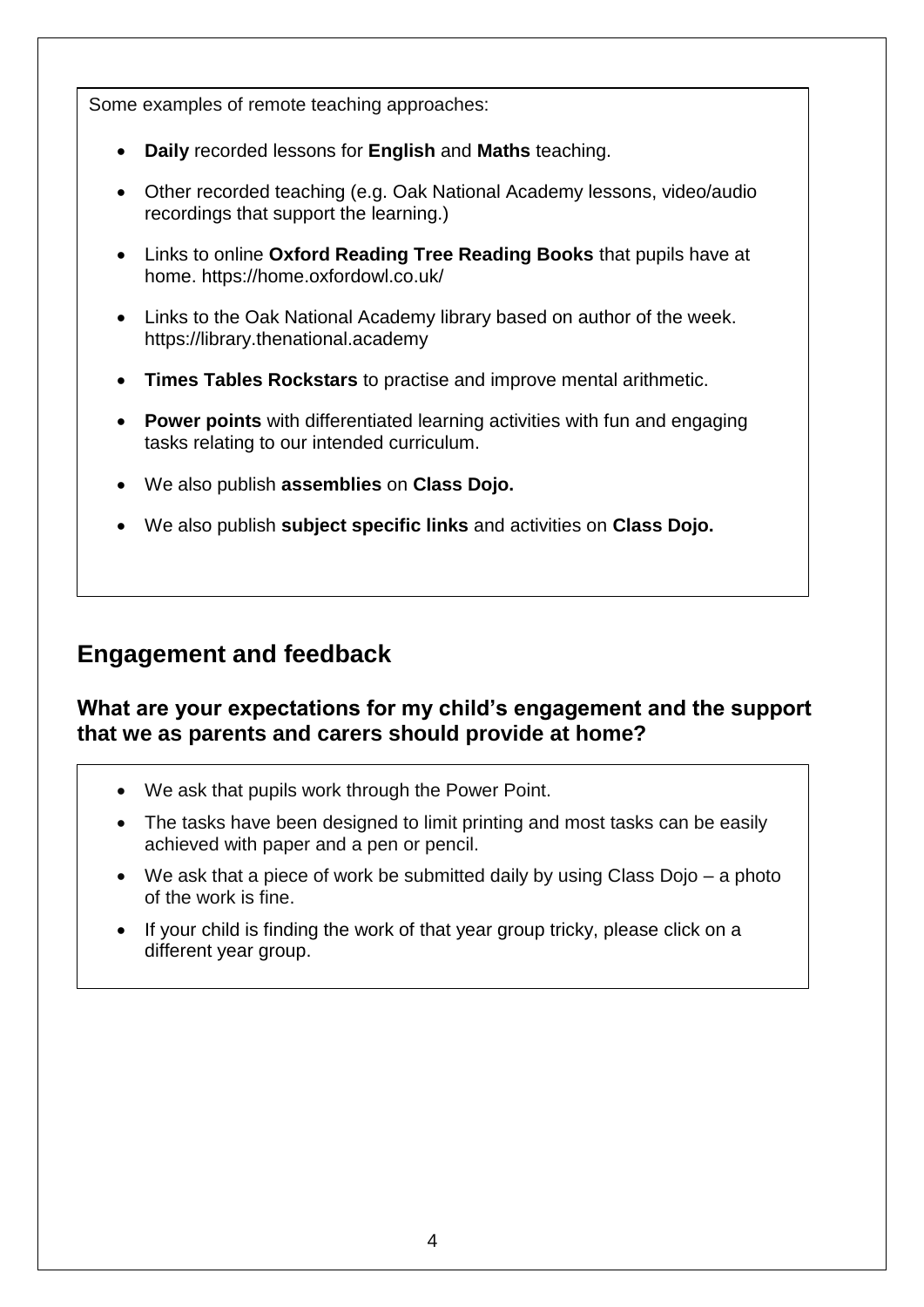Some examples of remote teaching approaches:

- **Daily** recorded lessons for **English** and **Maths** teaching.
- Other recorded teaching (e.g. Oak National Academy lessons, video/audio recordings that support the learning.)
- Links to online **Oxford Reading Tree Reading Books** that pupils have at home. https://home.oxfordowl.co.uk/
- Links to the Oak National Academy library based on author of the week. https://library.thenational.academy
- **Times Tables Rockstars** to practise and improve mental arithmetic.
- **Power points** with differentiated learning activities with fun and engaging tasks relating to our intended curriculum.
- We also publish **assemblies** on **Class Dojo.**
- We also publish **subject specific links** and activities on **Class Dojo.**

## Engagement and feedback

### What are your expectations for my child's engagement and the support that we as parents and carers should provide at home?

- We ask that pupils work through the Power Point.
- The tasks have been designed to limit printing and most tasks can be easily achieved with paper and a pen or pencil.
- We ask that a piece of work be submitted daily by using Class Dojo – a photo of the work is fine.
- If your child is finding the work of that year group tricky, please click on a different year group.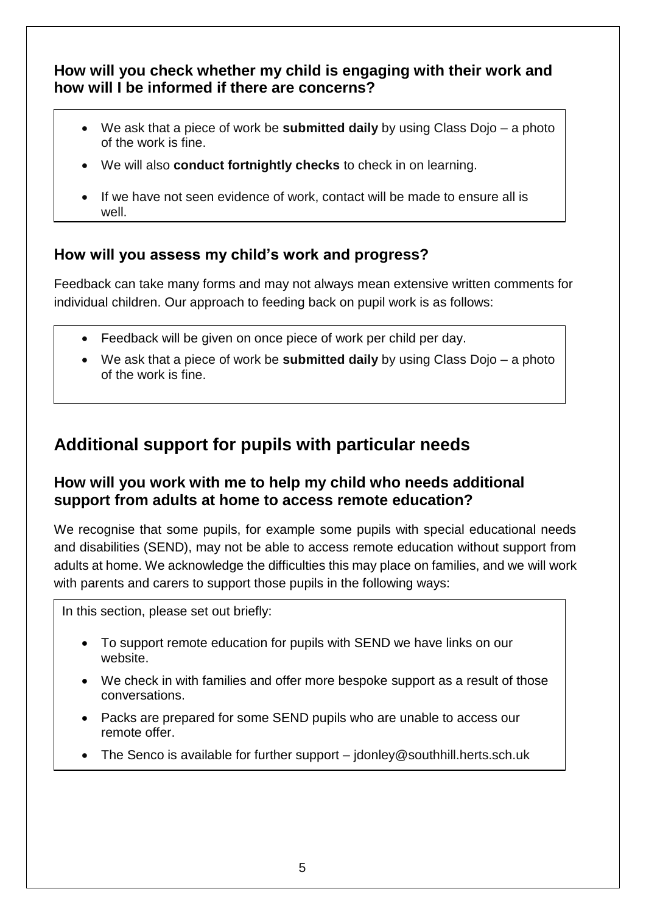### How will you check whether my child is engaging with their work and how will I be informed if there are concerns?

- We ask that a piece of work be **submitted daily** by using Class Dojo – a photo of the work is fine.
- We will also **conduct fortnightly checks** to check in on learning.
- If we have not seen evidence of work, contact will be made to ensure all is well.

### How will you assess my child's work and progress?

Feedback can take many forms and may not always mean extensive written comments for individual children. Our approach to feeding back on pupil work is as follows:

- Feedback will be given on once piece of work per child per day.
- We ask that a piece of work be **submitted daily** by using Class Dojo – a photo of the work is fine.

## Additional support for pupils with particular needs

### How will you work with me to help my child who needs additional support from adults at home to access remote education?

We recognise that some pupils, for example some pupils with special educational needs and disabilities (SEND), may not be able to access remote education without support from adults at home. We acknowledge the difficulties this may place on families, and we will work with parents and carers to support those pupils in the following ways:

In this section, please set out briefly:

- To support remote education for pupils with SEND we have links on our website.
- We check in with families and offer more bespoke support as a result of those conversations.
- Packs are prepared for some SEND pupils who are unable to access our remote offer.
- The Senco is available for further support – jdonley@southhill.herts.sch.uk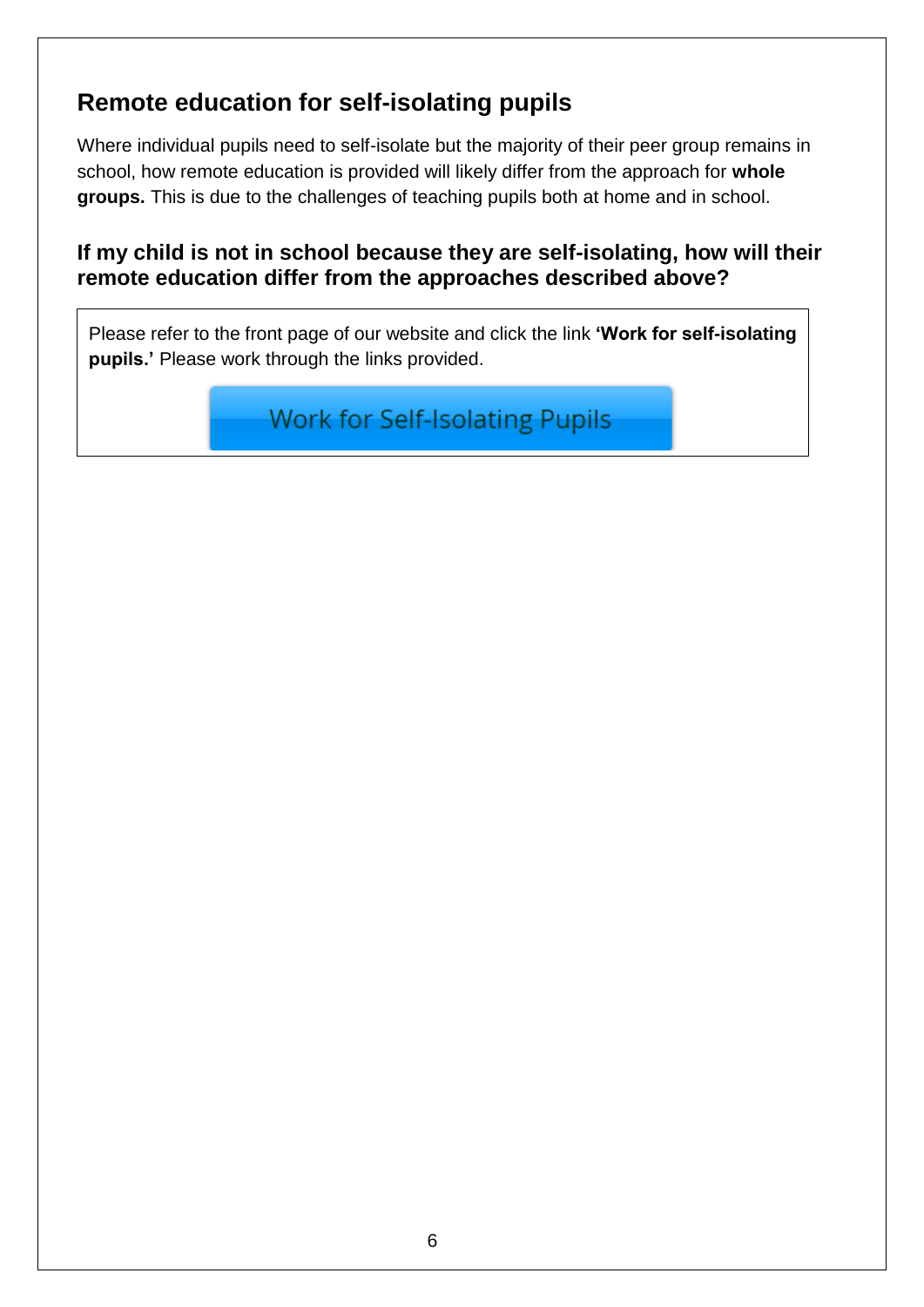## Remote education for self-isolating pupils

Where individual pupils need to self-isolate but the majority of their peer group remains in school, how remote education is provided will likely differ from the approach for **whole groups.** This is due to the challenges of teaching pupils both at home and in school.

### If my child is not in school because they are self-isolating, how will their remote education differ from the approaches described above?

Please refer to the front page of our website and click the link **'Work for self-isolating pupils.'** Please work through the links provided.

Work for Self-Isolating Pupils